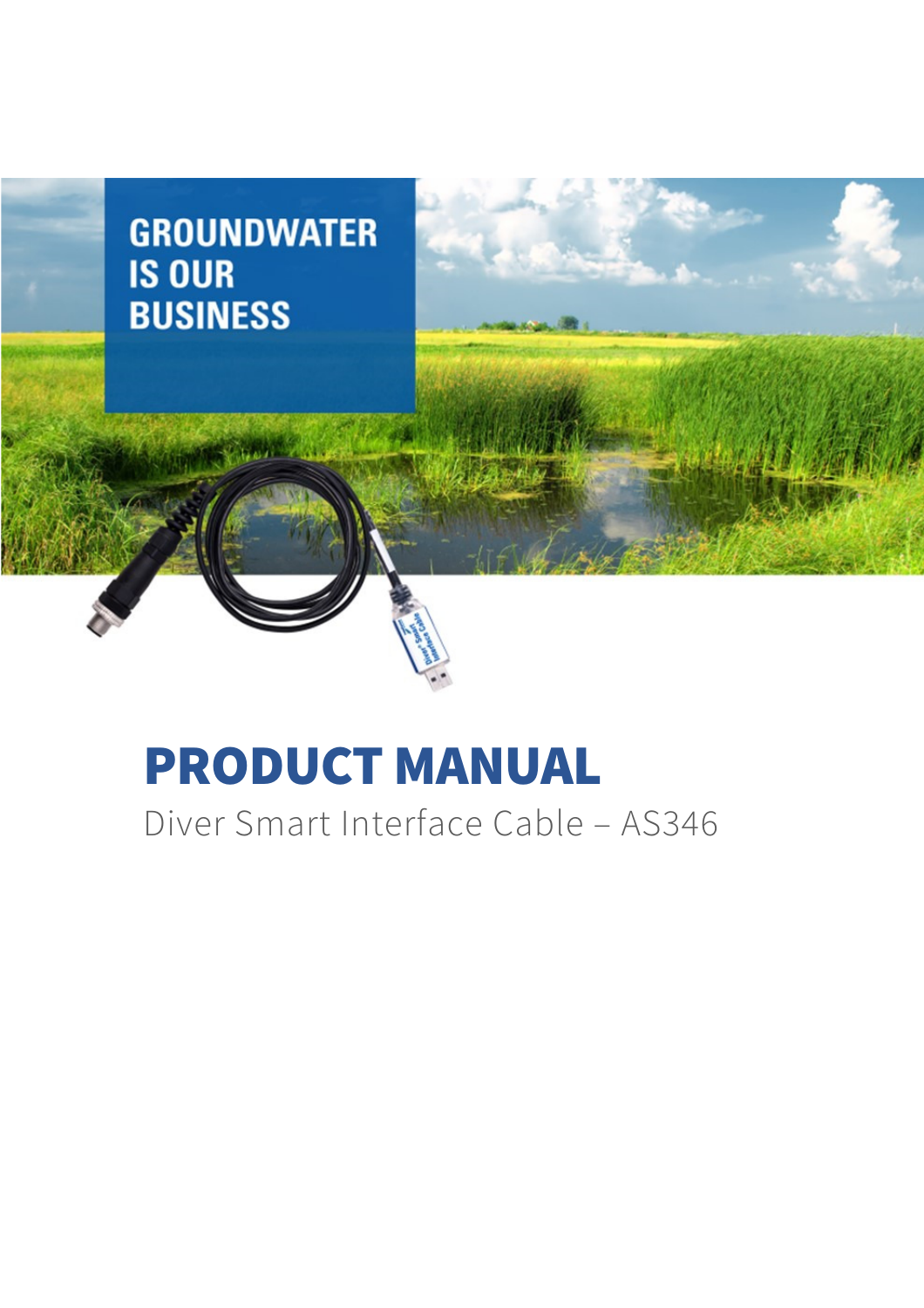GROUNDWATER IS OUR BUSINESS

# PRODUCT MANUAL

Diver Smart Interface Cable – AS346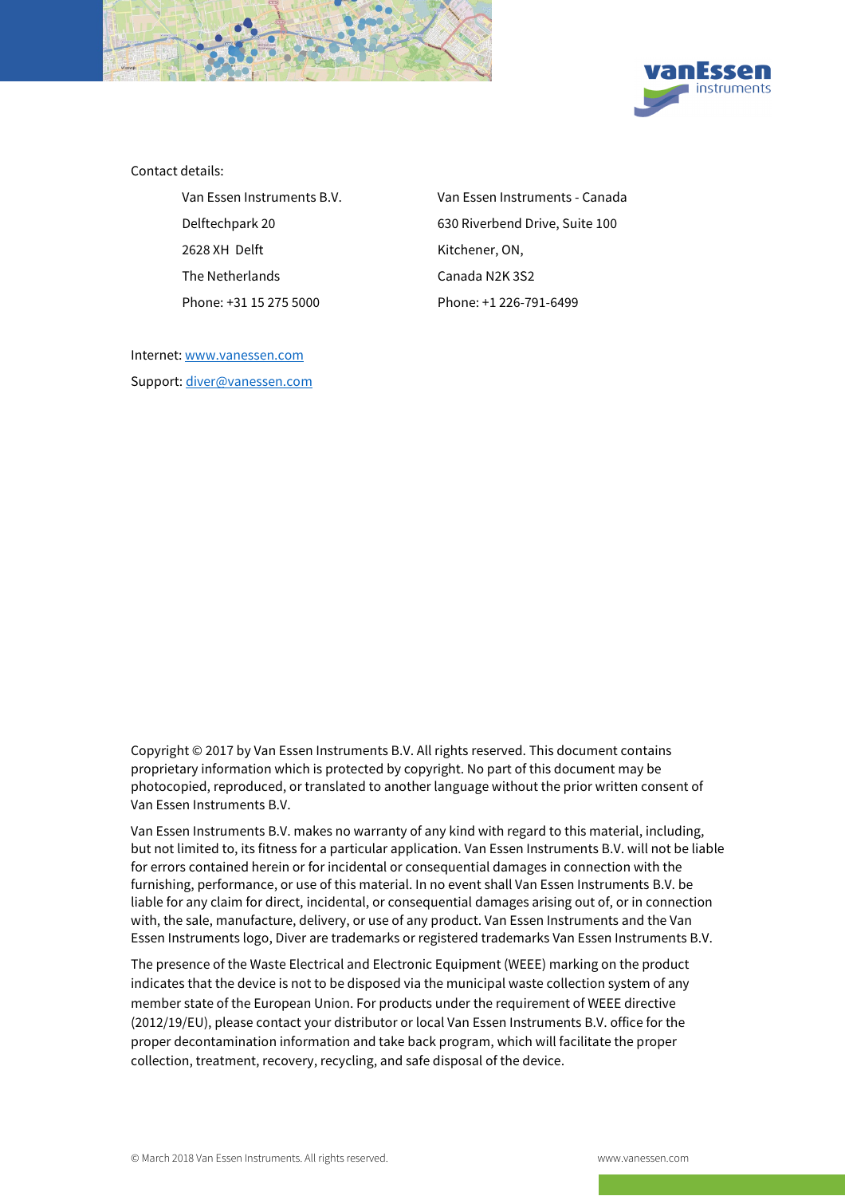Contact details:

| Van Essen Instruments B.V. | Van Essen Instruments - Canada |
|---|---|
| Delftechpark 20 | 630 Riverbend Drive, Suite 100 |
| 2628 XH Delft | Kitchener, ON, |
| The Netherlands | Canada N2K 3S2 |
| Phone: +31 15 275 5000 | Phone: +1 226-791-6499 |

Internet: www.vanessen.com

Support: diver@vanessen.com

Copyright © 2017 by Van Essen Instruments B.V. All rights reserved. This document contains proprietary information which is protected by copyright. No part of this document may be photocopied, reproduced, or translated to another language without the prior written consent of Van Essen Instruments B.V.

Van Essen Instruments B.V. makes no warranty of any kind with regard to this material, including, but not limited to, its fitness for a particular application. Van Essen Instruments B.V. will not be liable for errors contained herein or for incidental or consequential damages in connection with the furnishing, performance, or use of this material. In no event shall Van Essen Instruments B.V. be liable for any claim for direct, incidental, or consequential damages arising out of, or in connection with, the sale, manufacture, delivery, or use of any product. Van Essen Instruments and the Van Essen Instruments logo, Diver are trademarks or registered trademarks Van Essen Instruments B.V.

The presence of the Waste Electrical and Electronic Equipment (WEEE) marking on the product indicates that the device is not to be disposed via the municipal waste collection system of any member state of the European Union. For products under the requirement of WEEE directive (2012/19/EU), please contact your distributor or local Van Essen Instruments B.V. office for the proper decontamination information and take back program, which will facilitate the proper collection, treatment, recovery, recycling, and safe disposal of the device.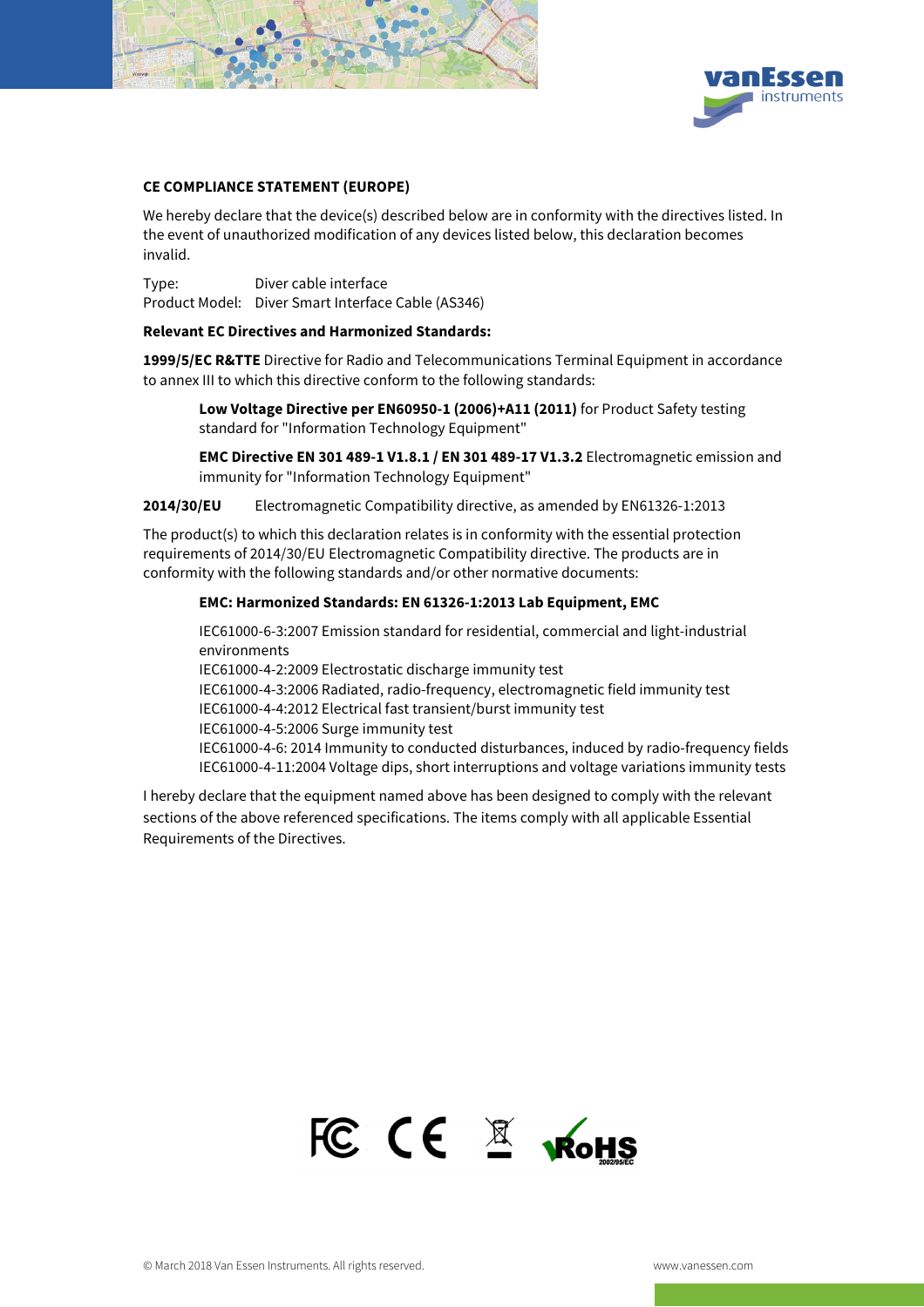**CE COMPLIANCE STATEMENT (EUROPE)**

We hereby declare that the device(s) described below are in conformity with the directives listed. In the event of unauthorized modification of any devices listed below, this declaration becomes invalid.

Type: Diver cable interface
Product Model: Diver Smart Interface Cable (AS346)

**Relevant EC Directives and Harmonized Standards:**

**1999/5/EC R&TTE** Directive for Radio and Telecommunications Terminal Equipment in accordance to annex III to which this directive conform to the following standards:

> **Low Voltage Directive per EN60950-1 (2006)+A11 (2011)** for Product Safety testing standard for "Information Technology Equipment"
>
> **EMC Directive EN 301 489-1 V1.8.1 / EN 301 489-17 V1.3.2** Electromagnetic emission and immunity for "Information Technology Equipment"

**2014/30/EU** Electromagnetic Compatibility directive, as amended by EN61326-1:2013

The product(s) to which this declaration relates is in conformity with the essential protection requirements of 2014/30/EU Electromagnetic Compatibility directive. The products are in conformity with the following standards and/or other normative documents:

> **EMC: Harmonized Standards: EN 61326-1:2013 Lab Equipment, EMC**
>
> IEC61000-6-3:2007 Emission standard for residential, commercial and light-industrial environments
> IEC61000-4-2:2009 Electrostatic discharge immunity test
> IEC61000-4-3:2006 Radiated, radio-frequency, electromagnetic field immunity test
> IEC61000-4-4:2012 Electrical fast transient/burst immunity test
> IEC61000-4-5:2006 Surge immunity test
> IEC61000-4-6: 2014 Immunity to conducted disturbances, induced by radio-frequency fields
> IEC61000-4-11:2004 Voltage dips, short interruptions and voltage variations immunity tests

I hereby declare that the equipment named above has been designed to comply with the relevant sections of the above referenced specifications. The items comply with all applicable Essential Requirements of the Directives.

© March 2018 Van Essen Instruments. All rights reserved.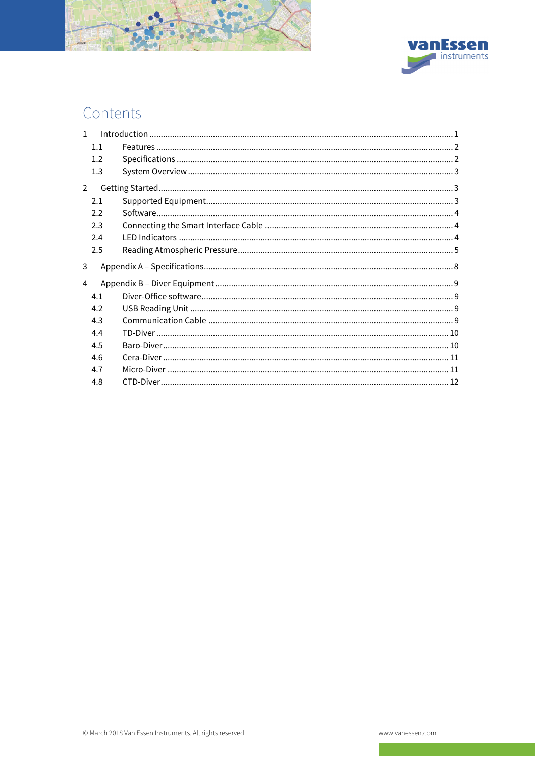# Contents

1 Introduction ........................................................................................................................... 1
  1.1 Features ........................................................................................................................... 2
  1.2 Specifications ................................................................................................................... 2
  1.3 System Overview .............................................................................................................. 3

2 Getting Started ........................................................................................................................ 3
  2.1 Supported Equipment ........................................................................................................ 3
  2.2 Software ........................................................................................................................... 4
  2.3 Connecting the Smart Interface Cable ................................................................................. 4
  2.4 LED Indicators .................................................................................................................. 4
  2.5 Reading Atmospheric Pressure ............................................................................................ 5

3 Appendix A – Specifications ...................................................................................................... 8

4 Appendix B – Diver Equipment .................................................................................................. 9
  4.1 Diver-Office software ......................................................................................................... 9
  4.2 USB Reading Unit ............................................................................................................. 9
  4.3 Communication Cable ........................................................................................................ 9
  4.4 TD-Diver .......................................................................................................................... 10
  4.5 Baro-Diver ........................................................................................................................ 10
  4.6 Cera-Diver ........................................................................................................................ 11
  4.7 Micro-Diver ...................................................................................................................... 11
  4.8 CTD-Diver ........................................................................................................................ 12

© March 2018 Van Essen Instruments. All rights reserved. www.vanessen.com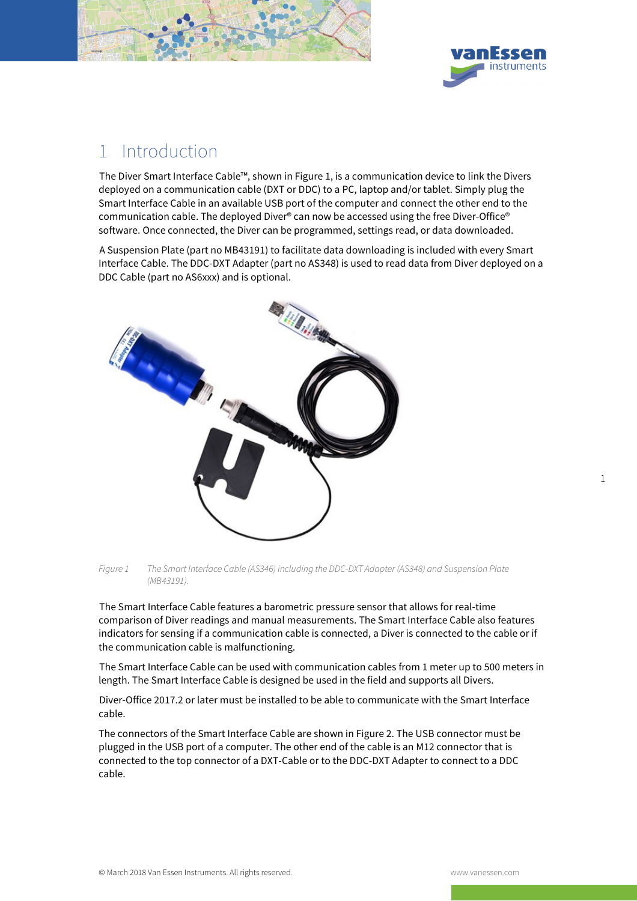# 1 Introduction

The Diver Smart Interface Cable™, shown in Figure 1, is a communication device to link the Divers deployed on a communication cable (DXT or DDC) to a PC, laptop and/or tablet. Simply plug the Smart Interface Cable in an available USB port of the computer and connect the other end to the communication cable. The deployed Diver® can now be accessed using the free Diver-Office® software. Once connected, the Diver can be programmed, settings read, or data downloaded.

A Suspension Plate (part no MB43191) to facilitate data downloading is included with every Smart Interface Cable. The DDC-DXT Adapter (part no AS348) is used to read data from Diver deployed on a DDC Cable (part no AS6xxx) and is optional.

*Figure 1 The Smart Interface Cable (AS346) including the DDC-DXT Adapter (AS348) and Suspension Plate (MB43191).*

The Smart Interface Cable features a barometric pressure sensor that allows for real-time comparison of Diver readings and manual measurements. The Smart Interface Cable also features indicators for sensing if a communication cable is connected, a Diver is connected to the cable or if the communication cable is malfunctioning.

The Smart Interface Cable can be used with communication cables from 1 meter up to 500 meters in length. The Smart Interface Cable is designed be used in the field and supports all Divers.

Diver-Office 2017.2 or later must be installed to be able to communicate with the Smart Interface cable.

The connectors of the Smart Interface Cable are shown in Figure 2. The USB connector must be plugged in the USB port of a computer. The other end of the cable is an M12 connector that is connected to the top connector of a DXT-Cable or to the DDC-DXT Adapter to connect to a DDC cable.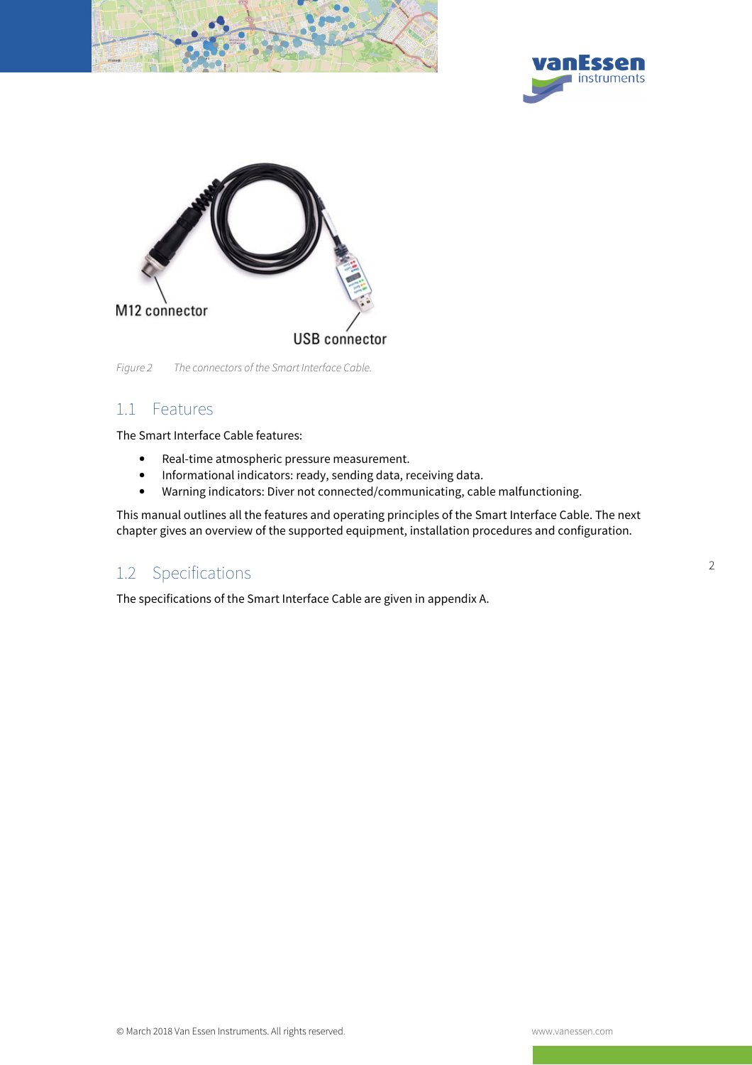M12 connector

USB connector

*Figure 2    The connectors of the Smart Interface Cable.*

## 1.1 Features

The Smart Interface Cable features:

- Real-time atmospheric pressure measurement.
- Informational indicators: ready, sending data, receiving data.
- Warning indicators: Diver not connected/communicating, cable malfunctioning.

This manual outlines all the features and operating principles of the Smart Interface Cable. The next chapter gives an overview of the supported equipment, installation procedures and configuration.

## 1.2 Specifications

The specifications of the Smart Interface Cable are given in appendix A.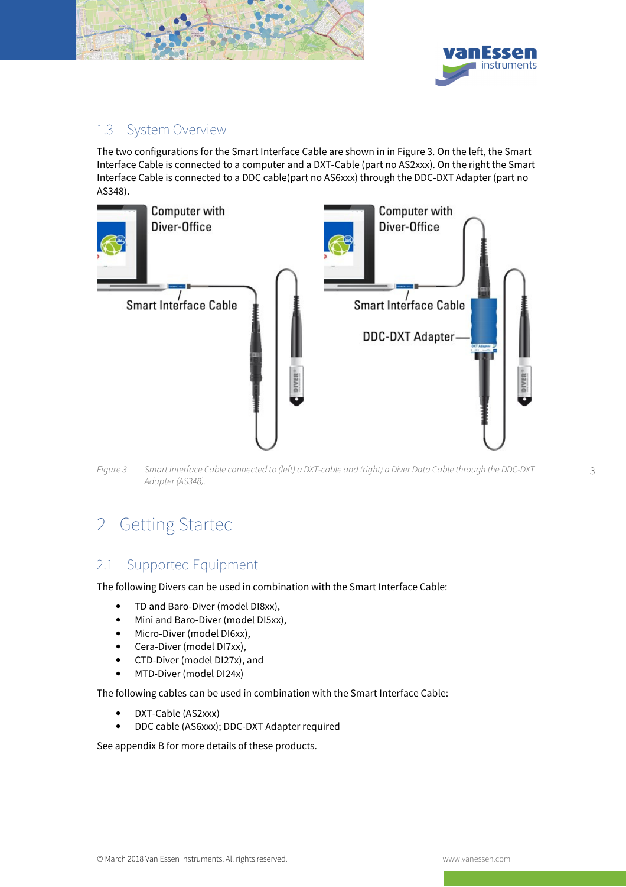## 1.3 System Overview

The two configurations for the Smart Interface Cable are shown in in Figure 3. On the left, the Smart Interface Cable is connected to a computer and a DXT-Cable (part no AS2xxx). On the right the Smart Interface Cable is connected to a DDC cable(part no AS6xxx) through the DDC-DXT Adapter (part no AS348).

*Figure 3 Smart Interface Cable connected to (left) a DXT-cable and (right) a Diver Data Cable through the DDC-DXT Adapter (AS348).*

# 2 Getting Started

## 2.1 Supported Equipment

The following Divers can be used in combination with the Smart Interface Cable:

- TD and Baro-Diver (model DI8xx),
- Mini and Baro-Diver (model DI5xx),
- Micro-Diver (model DI6xx),
- Cera-Diver (model DI7xx),
- CTD-Diver (model DI27x), and
- MTD-Diver (model DI24x)

The following cables can be used in combination with the Smart Interface Cable:

- DXT-Cable (AS2xxx)
- DDC cable (AS6xxx); DDC-DXT Adapter required

See appendix B for more details of these products.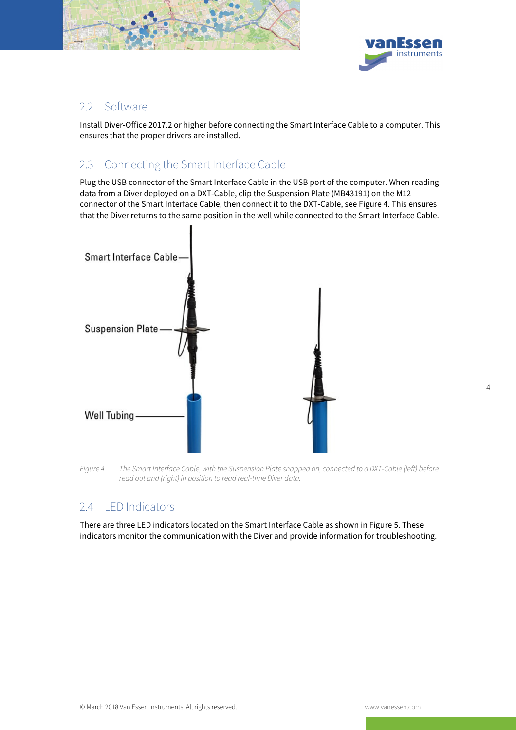## 2.2 Software

Install Diver-Office 2017.2 or higher before connecting the Smart Interface Cable to a computer. This ensures that the proper drivers are installed.

## 2.3 Connecting the Smart Interface Cable

Plug the USB connector of the Smart Interface Cable in the USB port of the computer. When reading data from a Diver deployed on a DXT-Cable, clip the Suspension Plate (MB43191) on the M12 connector of the Smart Interface Cable, then connect it to the DXT-Cable, see Figure 4. This ensures that the Diver returns to the same position in the well while connected to the Smart Interface Cable.

Smart Interface Cable

Suspension Plate

Well Tubing

*Figure 4 The Smart Interface Cable, with the Suspension Plate snapped on, connected to a DXT-Cable (left) before read out and (right) in position to read real-time Diver data.*

## 2.4 LED Indicators

There are three LED indicators located on the Smart Interface Cable as shown in Figure 5. These indicators monitor the communication with the Diver and provide information for troubleshooting.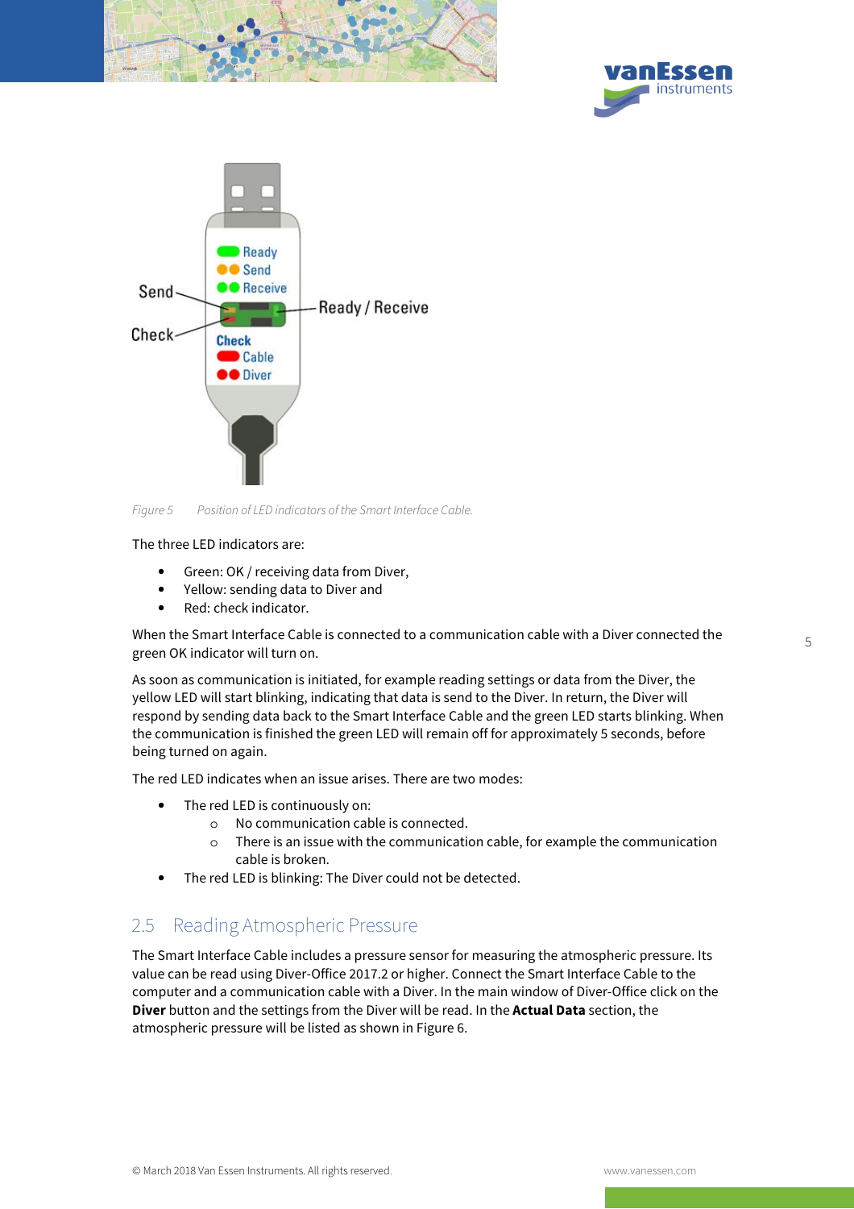Figure 5 Position of LED indicators of the Smart Interface Cable.

The three LED indicators are:

- Green: OK / receiving data from Diver,
- Yellow: sending data to Diver and
- Red: check indicator.

When the Smart Interface Cable is connected to a communication cable with a Diver connected the green OK indicator will turn on.

As soon as communication is initiated, for example reading settings or data from the Diver, the yellow LED will start blinking, indicating that data is send to the Diver. In return, the Diver will respond by sending data back to the Smart Interface Cable and the green LED starts blinking. When the communication is finished the green LED will remain off for approximately 5 seconds, before being turned on again.

The red LED indicates when an issue arises. There are two modes:

- The red LED is continuously on:
  - No communication cable is connected.
  - There is an issue with the communication cable, for example the communication cable is broken.
- The red LED is blinking: The Diver could not be detected.

## 2.5 Reading Atmospheric Pressure

The Smart Interface Cable includes a pressure sensor for measuring the atmospheric pressure. Its value can be read using Diver-Office 2017.2 or higher. Connect the Smart Interface Cable to the computer and a communication cable with a Diver. In the main window of Diver-Office click on the **Diver** button and the settings from the Diver will be read. In the **Actual Data** section, the atmospheric pressure will be listed as shown in Figure 6.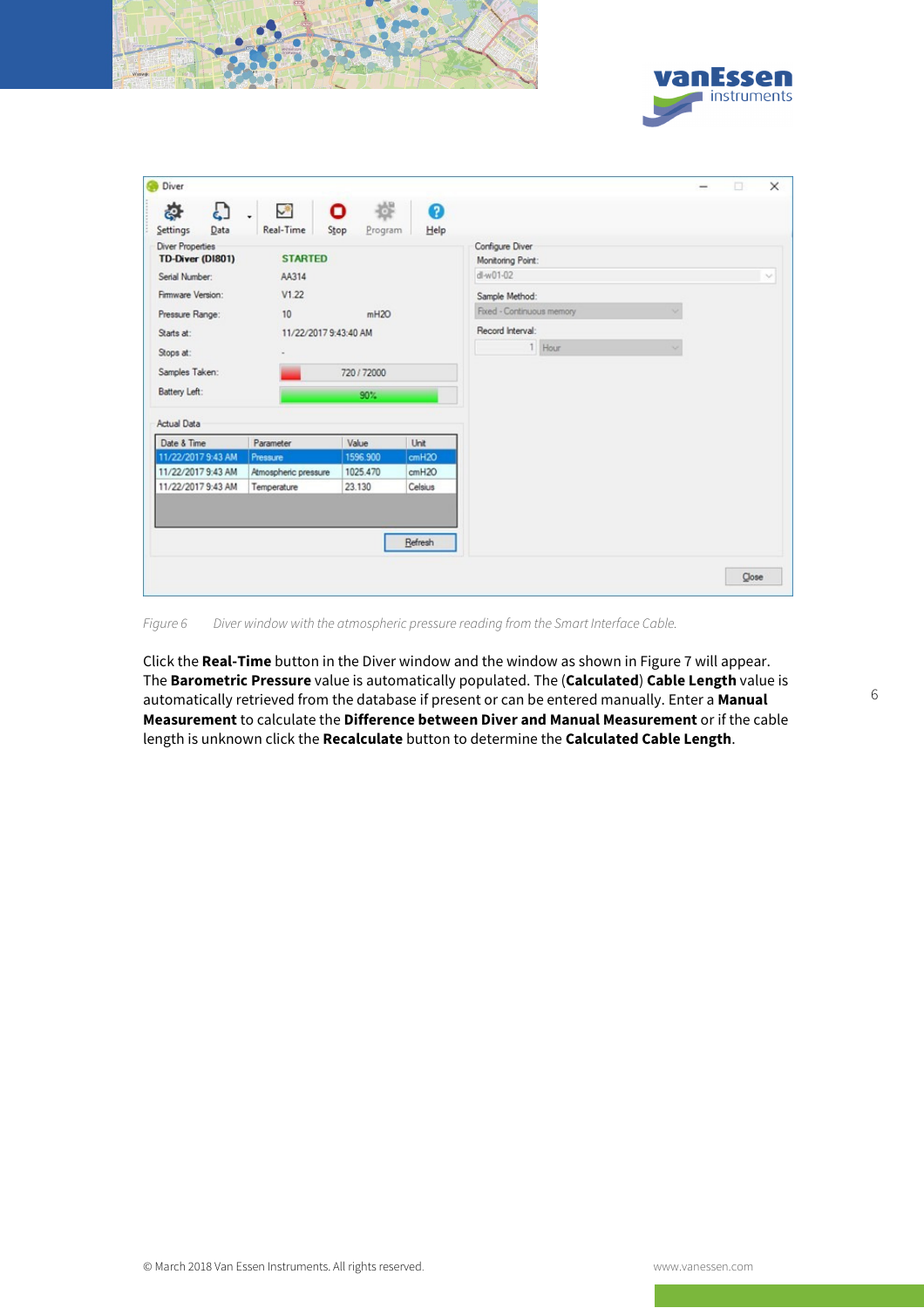Figure 6 Diver window with the atmospheric pressure reading from the Smart Interface Cable.

Click the **Real-Time** button in the Diver window and the window as shown in Figure 7 will appear. The **Barometric Pressure** value is automatically populated. The (**Calculated**) **Cable Length** value is automatically retrieved from the database if present or can be entered manually. Enter a **Manual Measurement** to calculate the **Difference between Diver and Manual Measurement** or if the cable length is unknown click the **Recalculate** button to determine the **Calculated Cable Length**.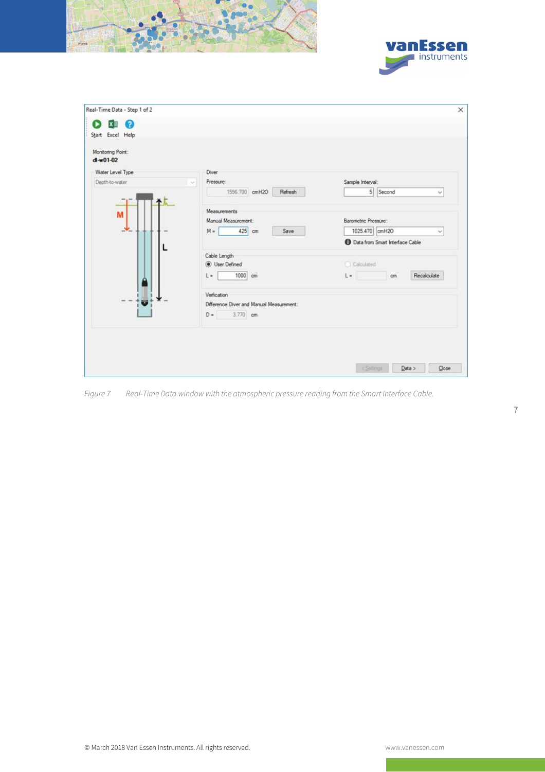Figure 7 Real-Time Data window with the atmospheric pressure reading from the Smart Interface Cable.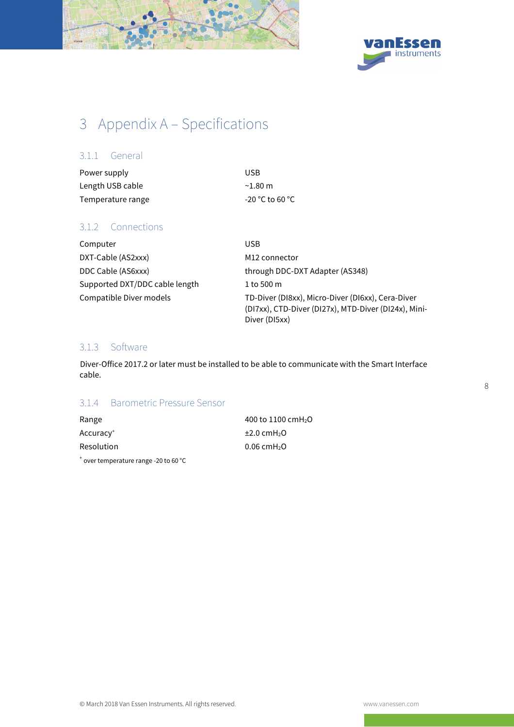# 3 Appendix A – Specifications

### 3.1.1 General

| | |
|---|---|
| Power supply | USB |
| Length USB cable | ~1.80 m |
| Temperature range | -20 °C to 60 °C |

### 3.1.2 Connections

| | |
|---|---|
| Computer | USB |
| DXT-Cable (AS2xxx) | M12 connector |
| DDC Cable (AS6xxx) | through DDC-DXT Adapter (AS348) |
| Supported DXT/DDC cable length | 1 to 500 m |
| Compatible Diver models | TD-Diver (DI8xx), Micro-Diver (DI6xx), Cera-Diver (DI7xx), CTD-Diver (DI27x), MTD-Diver (DI24x), Mini-Diver (DI5xx) |

### 3.1.3 Software

Diver-Office 2017.2 or later must be installed to be able to communicate with the Smart Interface cable.

### 3.1.4 Barometric Pressure Sensor

| | |
|---|---|
| Range | 400 to 1100 $cmH_2O$ |
| Accuracy[+] | ±2.0 $cmH_2O$ |
| Resolution | 0.06 $cmH_2O$ |

[+] over temperature range -20 to 60 °C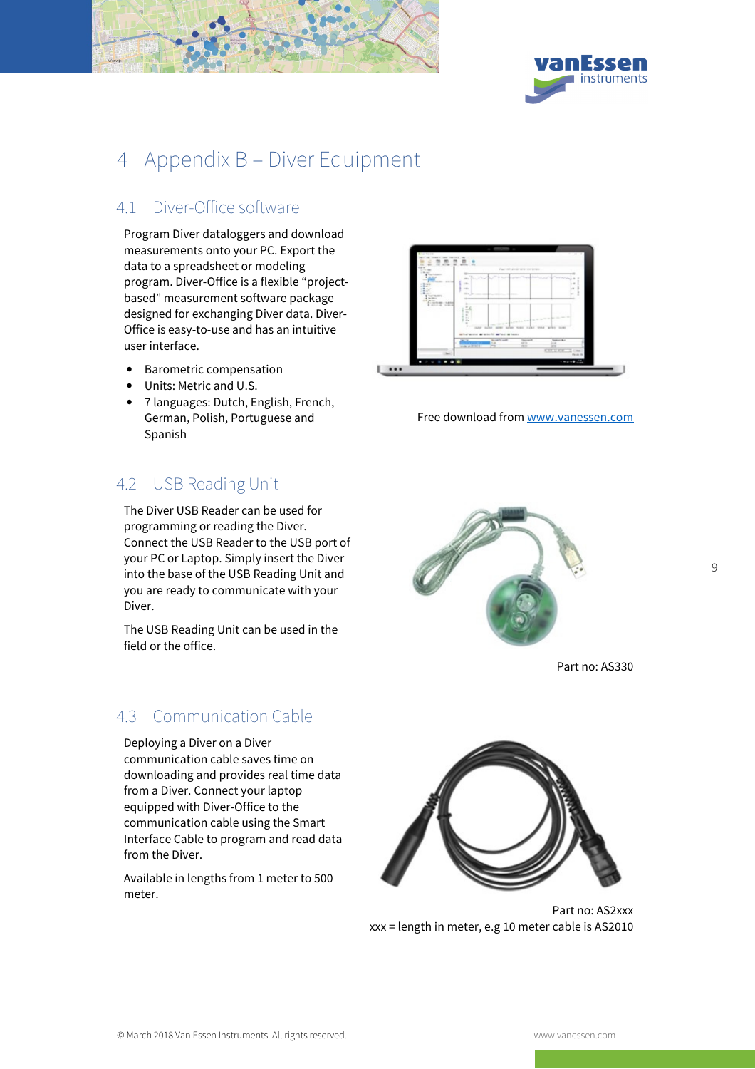# 4 Appendix B – Diver Equipment

## 4.1 Diver-Office software

Program Diver dataloggers and download measurements onto your PC. Export the data to a spreadsheet or modeling program. Diver-Office is a flexible "project-based" measurement software package designed for exchanging Diver data. Diver-Office is easy-to-use and has an intuitive user interface.

- Barometric compensation
- Units: Metric and U.S.
- 7 languages: Dutch, English, French, German, Polish, Portuguese and Spanish

Free download from www.vanessen.com

## 4.2 USB Reading Unit

The Diver USB Reader can be used for programming or reading the Diver. Connect the USB Reader to the USB port of your PC or Laptop. Simply insert the Diver into the base of the USB Reading Unit and you are ready to communicate with your Diver.

The USB Reading Unit can be used in the field or the office.

Part no: AS330

## 4.3 Communication Cable

Deploying a Diver on a Diver communication cable saves time on downloading and provides real time data from a Diver. Connect your laptop equipped with Diver-Office to the communication cable using the Smart Interface Cable to program and read data from the Diver.

Available in lengths from 1 meter to 500 meter.

Part no: AS2xxx

xxx = length in meter, e.g 10 meter cable is AS2010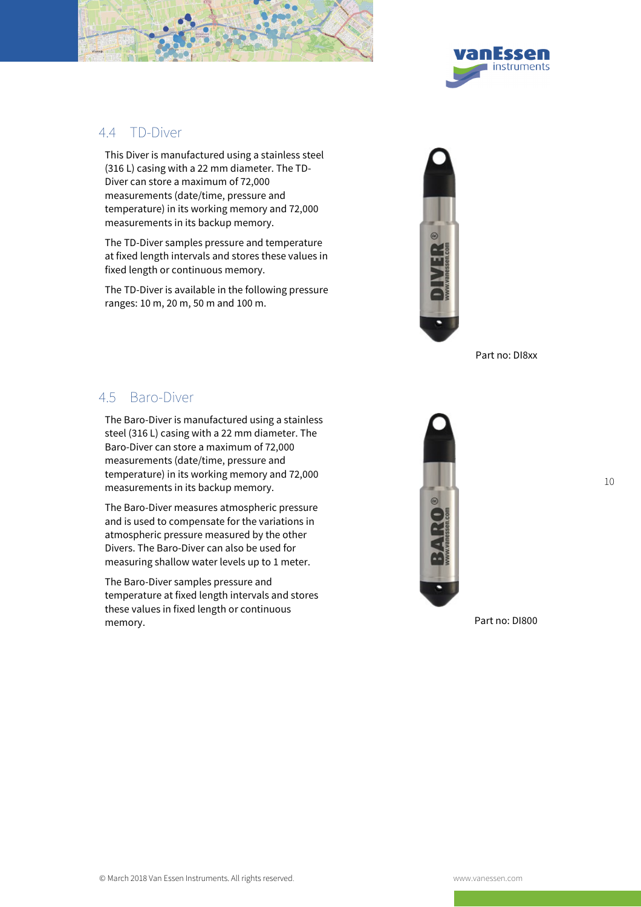## 4.4 TD-Diver

This Diver is manufactured using a stainless steel (316 L) casing with a 22 mm diameter. The TD-Diver can store a maximum of 72,000 measurements (date/time, pressure and temperature) in its working memory and 72,000 measurements in its backup memory.

The TD-Diver samples pressure and temperature at fixed length intervals and stores these values in fixed length or continuous memory.

The TD-Diver is available in the following pressure ranges: 10 m, 20 m, 50 m and 100 m.

Part no: DI8xx

## 4.5 Baro-Diver

The Baro-Diver is manufactured using a stainless steel (316 L) casing with a 22 mm diameter. The Baro-Diver can store a maximum of 72,000 measurements (date/time, pressure and temperature) in its working memory and 72,000 measurements in its backup memory.

The Baro-Diver measures atmospheric pressure and is used to compensate for the variations in atmospheric pressure measured by the other Divers. The Baro-Diver can also be used for measuring shallow water levels up to 1 meter.

The Baro-Diver samples pressure and temperature at fixed length intervals and stores these values in fixed length or continuous memory.

Part no: DI800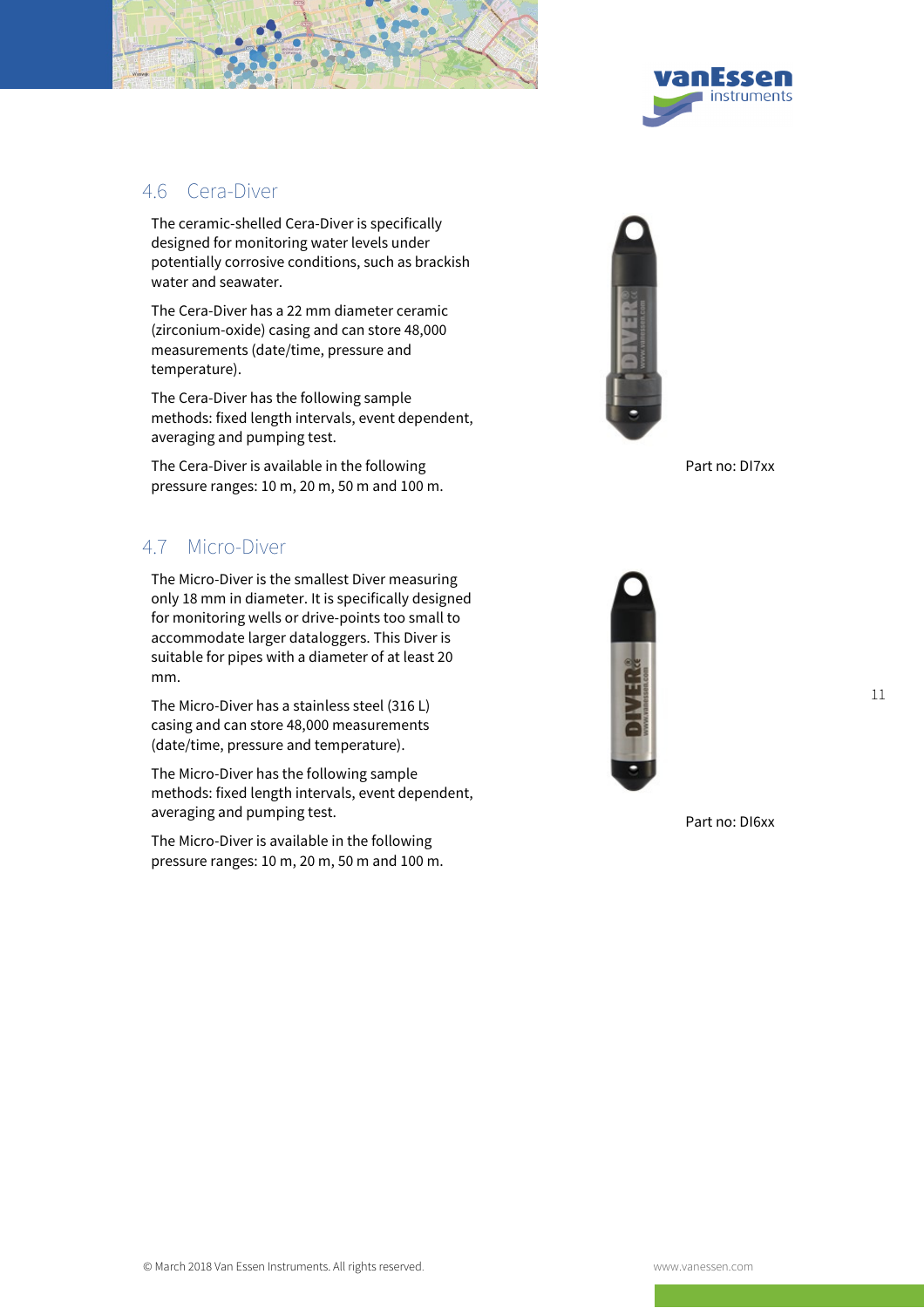## 4.6 Cera-Diver

The ceramic-shelled Cera-Diver is specifically designed for monitoring water levels under potentially corrosive conditions, such as brackish water and seawater.

The Cera-Diver has a 22 mm diameter ceramic (zirconium-oxide) casing and can store 48,000 measurements (date/time, pressure and temperature).

The Cera-Diver has the following sample methods: fixed length intervals, event dependent, averaging and pumping test.

The Cera-Diver is available in the following pressure ranges: 10 m, 20 m, 50 m and 100 m.

Part no: DI7xx

## 4.7 Micro-Diver

The Micro-Diver is the smallest Diver measuring only 18 mm in diameter. It is specifically designed for monitoring wells or drive-points too small to accommodate larger dataloggers. This Diver is suitable for pipes with a diameter of at least 20 mm.

The Micro-Diver has a stainless steel (316 L) casing and can store 48,000 measurements (date/time, pressure and temperature).

The Micro-Diver has the following sample methods: fixed length intervals, event dependent, averaging and pumping test.

The Micro-Diver is available in the following pressure ranges: 10 m, 20 m, 50 m and 100 m.

Part no: DI6xx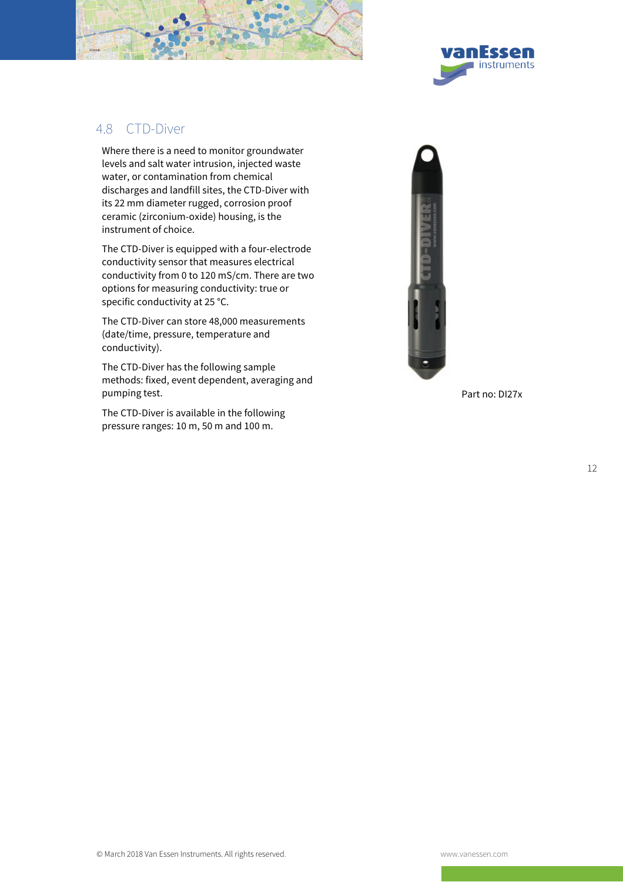## 4.8 CTD-Diver

Where there is a need to monitor groundwater levels and salt water intrusion, injected waste water, or contamination from chemical discharges and landfill sites, the CTD-Diver with its 22 mm diameter rugged, corrosion proof ceramic (zirconium-oxide) housing, is the instrument of choice.

The CTD-Diver is equipped with a four-electrode conductivity sensor that measures electrical conductivity from 0 to 120 mS/cm. There are two options for measuring conductivity: true or specific conductivity at 25 °C.

The CTD-Diver can store 48,000 measurements (date/time, pressure, temperature and conductivity).

The CTD-Diver has the following sample methods: fixed, event dependent, averaging and pumping test.

The CTD-Diver is available in the following pressure ranges: 10 m, 50 m and 100 m.

Part no: DI27x

© March 2018 Van Essen Instruments. All rights reserved.

www.vanessen.com